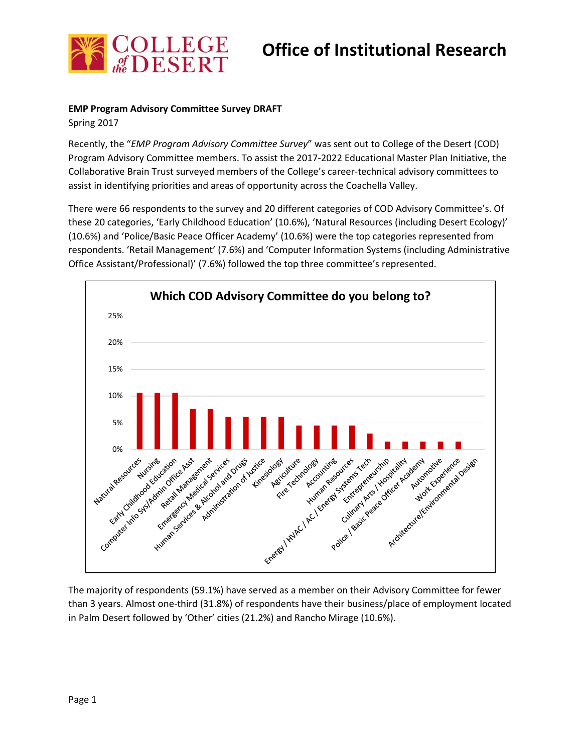# Office of Institutional Research

**EMP Program Advisory Committee Survey DRAFT**
Spring 2017

Recently, the "*EMP Program Advisory Committee Survey*" was sent out to College of the Desert (COD) Program Advisory Committee members. To assist the 2017-2022 Educational Master Plan Initiative, the Collaborative Brain Trust surveyed members of the College's career-technical advisory committees to assist in identifying priorities and areas of opportunity across the Coachella Valley.

There were 66 respondents to the survey and 20 different categories of COD Advisory Committee's. Of these 20 categories, 'Early Childhood Education' (10.6%), 'Natural Resources (including Desert Ecology)' (10.6%) and 'Police/Basic Peace Officer Academy' (10.6%) were the top categories represented from respondents. 'Retail Management' (7.6%) and 'Computer Information Systems (including Administrative Office Assistant/Professional)' (7.6%) followed the top three committee's represented.

**Which COD Advisory Committee do you belong to?**

| Committee | Approx. % |
|---|---|
| Natural Resources | 10.6% |
| Nursing | 10.6% |
| Early Childhood Education | 10.6% |
| Computer Info Sys/Admin Office Asst | 7.6% |
| Retail Management | 7.6% |
| Emergency Medical Services | 6.1% |
| Human Services & Alcohol and Drugs | 6.1% |
| Administration of Justice | 6.1% |
| Kinesiology | 6.1% |
| Agriculture | 4.5% |
| Fire Technology | 4.5% |
| Accounting | 4.5% |
| Human Resources | 4.5% |
| Energy / HVAC / AC / Energy Systems Tech | 3.0% |
| Entrepreneurship | 1.5% |
| Culinary Arts / Hospitality | 1.5% |
| Police / Basic Peace Officer Academy | 1.5% |
| Automotive | 1.5% |
| Work Experience | 1.5% |
| Architecture/Environmental Design | 0% |

The majority of respondents (59.1%) have served as a member on their Advisory Committee for fewer than 3 years. Almost one-third (31.8%) of respondents have their business/place of employment located in Palm Desert followed by 'Other' cities (21.2%) and Rancho Mirage (10.6%).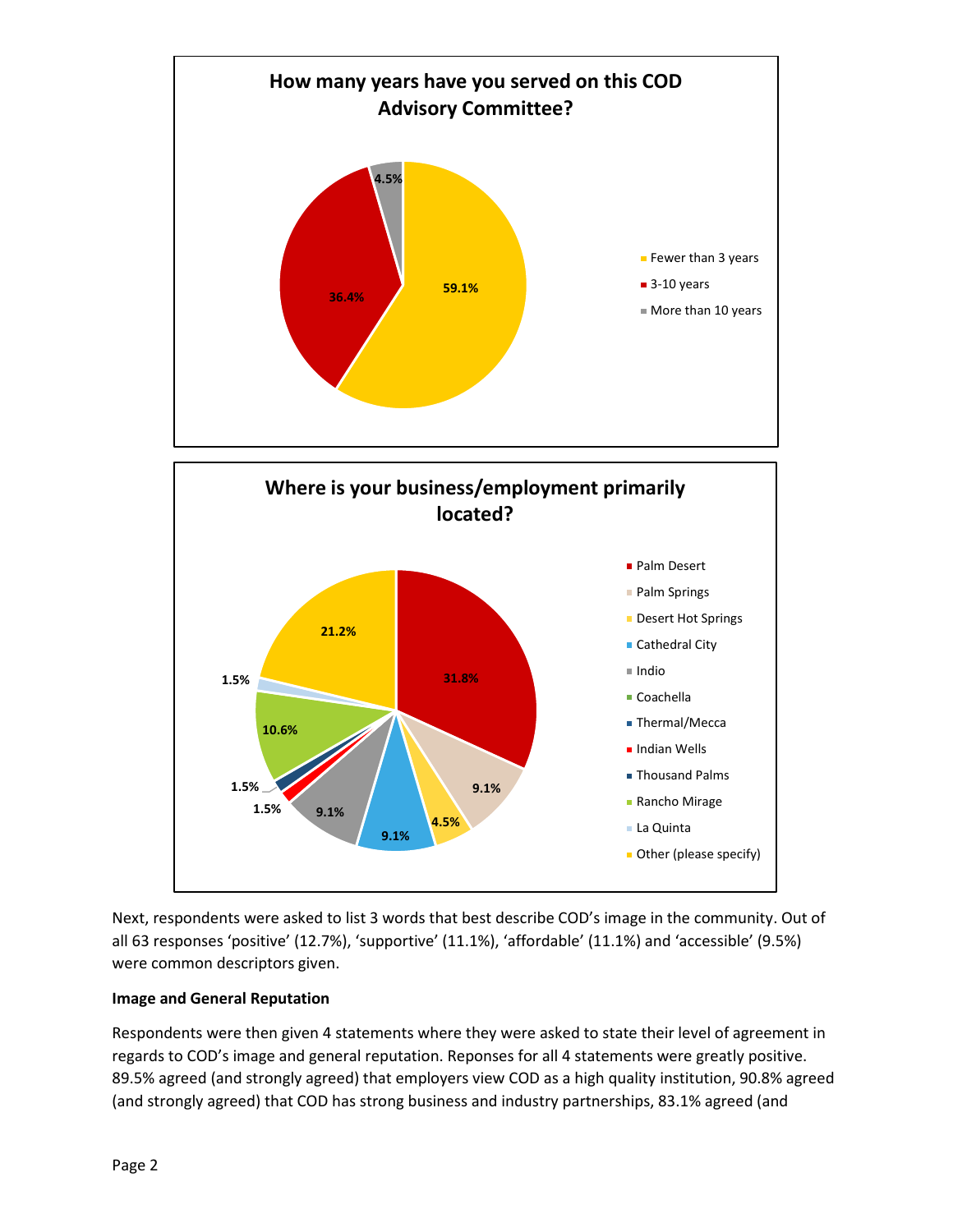**How many years have you served on this COD Advisory Committee?**

| Response | Percentage |
|---|---|
| Fewer than 3 years | 59.1% |
| 3-10 years | 36.4% |
| More than 10 years | 4.5% |

**Where is your business/employment primarily located?**

| Location | Percentage |
|---|---|
| Palm Desert | 31.8% |
| Palm Springs | 9.1% |
| Desert Hot Springs | 4.5% |
| Cathedral City | 9.1% |
| Indio | 9.1% |
| Coachella | |
| Thermal/Mecca | |
| Indian Wells | 1.5% |
| Thousand Palms | 1.5% |
| Rancho Mirage | 10.6% |
| La Quinta | 1.5% |
| Other (please specify) | 21.2% |

Next, respondents were asked to list 3 words that best describe COD's image in the community. Out of all 63 responses 'positive' (12.7%), 'supportive' (11.1%), 'affordable' (11.1%) and 'accessible' (9.5%) were common descriptors given.

**Image and General Reputation**

Respondents were then given 4 statements where they were asked to state their level of agreement in regards to COD's image and general reputation. Reponses for all 4 statements were greatly positive. 89.5% agreed (and strongly agreed) that employers view COD as a high quality institution, 90.8% agreed (and strongly agreed) that COD has strong business and industry partnerships, 83.1% agreed (and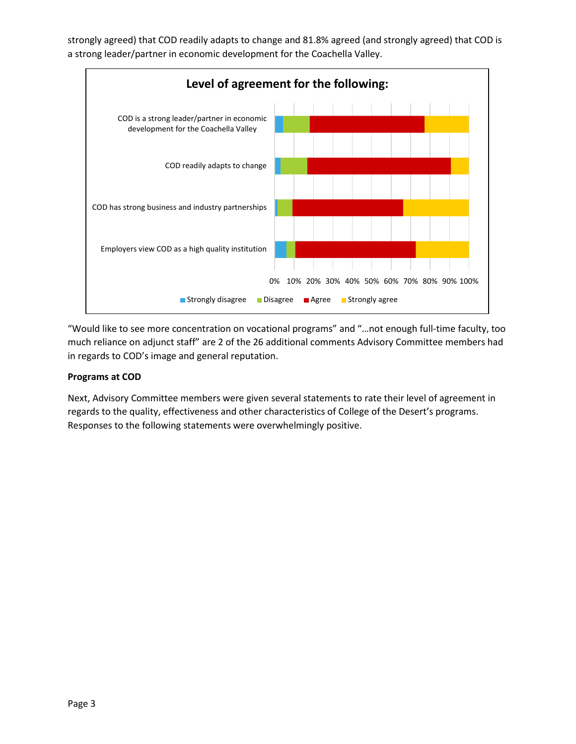strongly agreed) that COD readily adapts to change and 81.8% agreed (and strongly agreed) that COD is a strong leader/partner in economic development for the Coachella Valley.

**Level of agreement for the following:**

- COD is a strong leader/partner in economic development for the Coachella Valley
- COD readily adapts to change
- COD has strong business and industry partnerships
- Employers view COD as a high quality institution

0% 10% 20% 30% 40% 50% 60% 70% 80% 90% 100%

Strongly disagree | Disagree | Agree | Strongly agree

"Would like to see more concentration on vocational programs" and "…not enough full-time faculty, too much reliance on adjunct staff" are 2 of the 26 additional comments Advisory Committee members had in regards to COD's image and general reputation.

**Programs at COD**

Next, Advisory Committee members were given several statements to rate their level of agreement in regards to the quality, effectiveness and other characteristics of College of the Desert's programs. Responses to the following statements were overwhelmingly positive.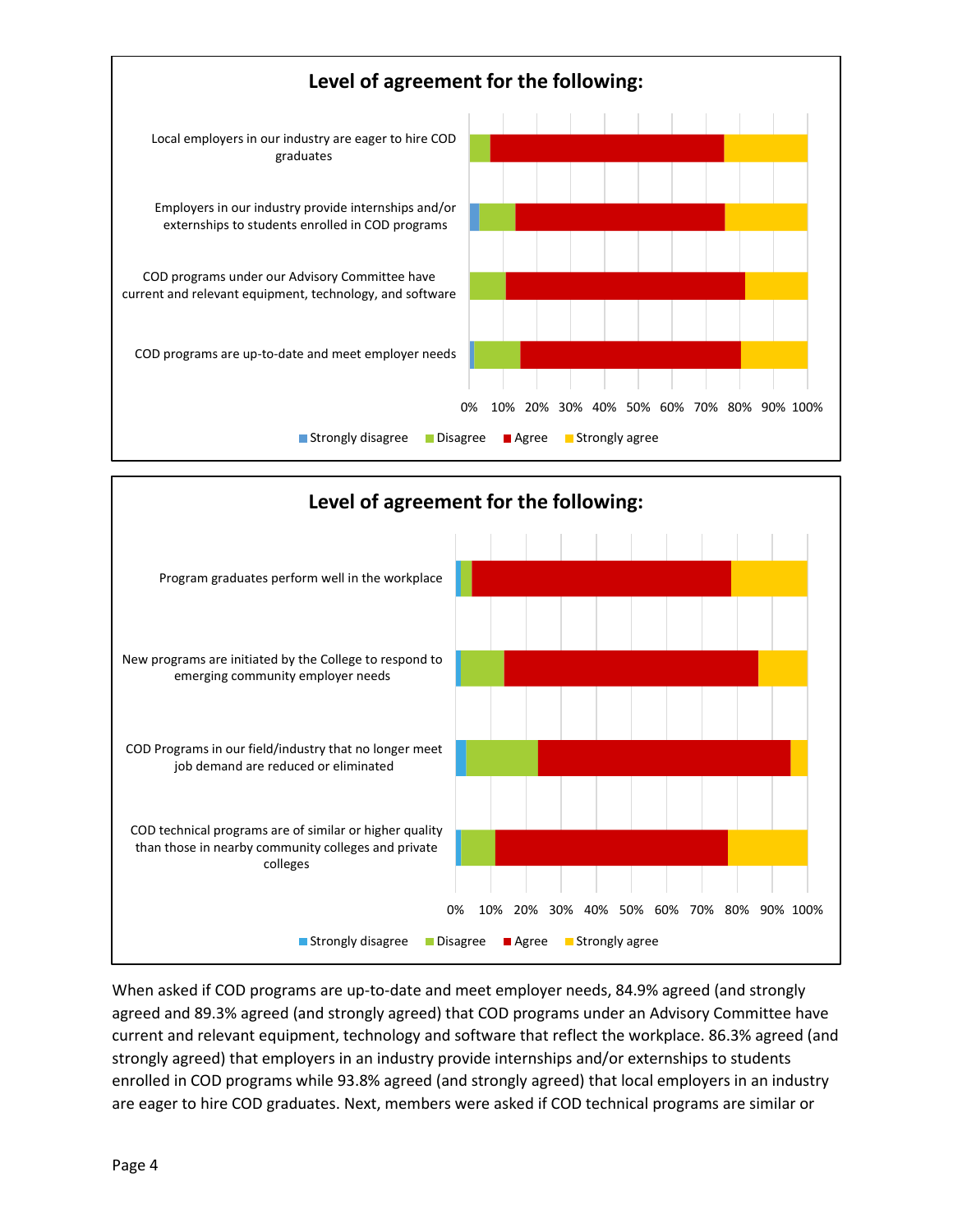**Level of agreement for the following:**

- Local employers in our industry are eager to hire COD graduates
- Employers in our industry provide internships and/or externships to students enrolled in COD programs
- COD programs under our Advisory Committee have current and relevant equipment, technology, and software
- COD programs are up-to-date and meet employer needs

0% 10% 20% 30% 40% 50% 60% 70% 80% 90% 100%

Strongly disagree | Disagree | Agree | Strongly agree

**Level of agreement for the following:**

- Program graduates perform well in the workplace
- New programs are initiated by the College to respond to emerging community employer needs
- COD Programs in our field/industry that no longer meet job demand are reduced or eliminated
- COD technical programs are of similar or higher quality than those in nearby community colleges and private colleges

0% 10% 20% 30% 40% 50% 60% 70% 80% 90% 100%

Strongly disagree | Disagree | Agree | Strongly agree

When asked if COD programs are up-to-date and meet employer needs, 84.9% agreed (and strongly agreed and 89.3% agreed (and strongly agreed) that COD programs under an Advisory Committee have current and relevant equipment, technology and software that reflect the workplace. 86.3% agreed (and strongly agreed) that employers in an industry provide internships and/or externships to students enrolled in COD programs while 93.8% agreed (and strongly agreed) that local employers in an industry are eager to hire COD graduates. Next, members were asked if COD technical programs are similar or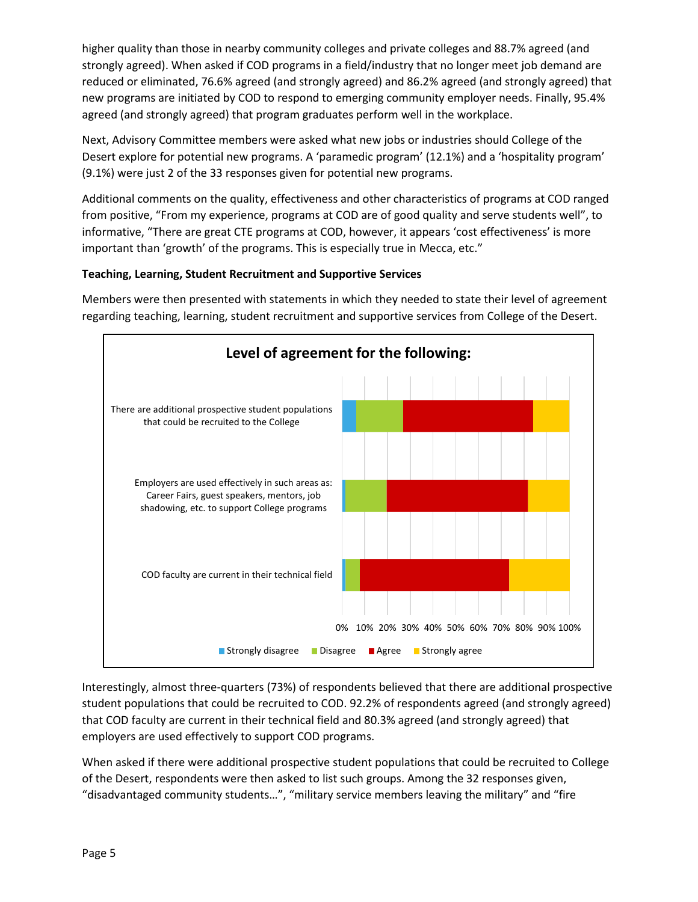higher quality than those in nearby community colleges and private colleges and 88.7% agreed (and strongly agreed). When asked if COD programs in a field/industry that no longer meet job demand are reduced or eliminated, 76.6% agreed (and strongly agreed) and 86.2% agreed (and strongly agreed) that new programs are initiated by COD to respond to emerging community employer needs. Finally, 95.4% agreed (and strongly agreed) that program graduates perform well in the workplace.

Next, Advisory Committee members were asked what new jobs or industries should College of the Desert explore for potential new programs. A 'paramedic program' (12.1%) and a 'hospitality program' (9.1%) were just 2 of the 33 responses given for potential new programs.

Additional comments on the quality, effectiveness and other characteristics of programs at COD ranged from positive, "From my experience, programs at COD are of good quality and serve students well", to informative, "There are great CTE programs at COD, however, it appears 'cost effectiveness' is more important than 'growth' of the programs. This is especially true in Mecca, etc."

**Teaching, Learning, Student Recruitment and Supportive Services**

Members were then presented with statements in which they needed to state their level of agreement regarding teaching, learning, student recruitment and supportive services from College of the Desert.

**Level of agreement for the following:**

- There are additional prospective student populations that could be recruited to the College
- Employers are used effectively in such areas as: Career Fairs, guest speakers, mentors, job shadowing, etc. to support College programs
- COD faculty are current in their technical field

0% 10% 20% 30% 40% 50% 60% 70% 80% 90% 100%

Strongly disagree | Disagree | Agree | Strongly agree

Interestingly, almost three-quarters (73%) of respondents believed that there are additional prospective student populations that could be recruited to COD. 92.2% of respondents agreed (and strongly agreed) that COD faculty are current in their technical field and 80.3% agreed (and strongly agreed) that employers are used effectively to support COD programs.

When asked if there were additional prospective student populations that could be recruited to College of the Desert, respondents were then asked to list such groups. Among the 32 responses given, "disadvantaged community students…", "military service members leaving the military" and "fire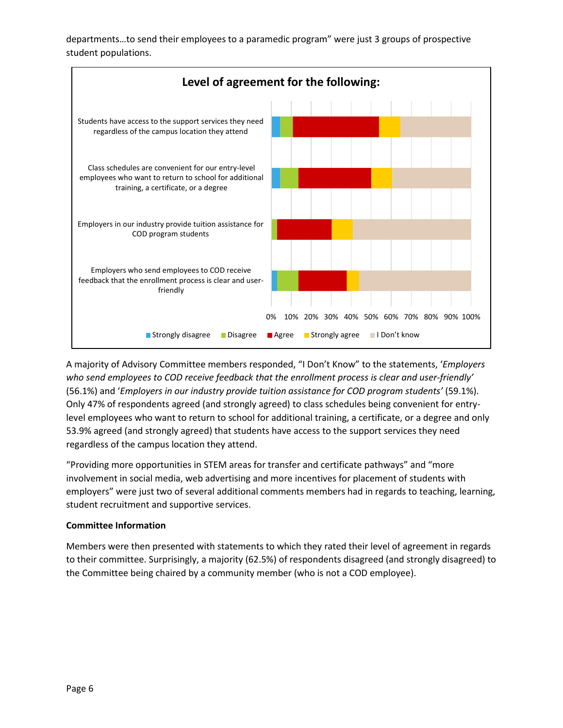departments…to send their employees to a paramedic program" were just 3 groups of prospective student populations.

**Level of agreement for the following:**

- Students have access to the support services they need regardless of the campus location they attend
- Class schedules are convenient for our entry-level employees who want to return to school for additional training, a certificate, or a degree
- Employers in our industry provide tuition assistance for COD program students
- Employers who send employees to COD receive feedback that the enrollment process is clear and user-friendly

Legend: Strongly disagree, Disagree, Agree, Strongly agree, I Don't know

A majority of Advisory Committee members responded, "I Don't Know" to the statements, '*Employers who send employees to COD receive feedback that the enrollment process is clear and user-friendly*' (56.1%) and '*Employers in our industry provide tuition assistance for COD program students'* (59.1%). Only 47% of respondents agreed (and strongly agreed) to class schedules being convenient for entry-level employees who want to return to school for additional training, a certificate, or a degree and only 53.9% agreed (and strongly agreed) that students have access to the support services they need regardless of the campus location they attend.

"Providing more opportunities in STEM areas for transfer and certificate pathways" and "more involvement in social media, web advertising and more incentives for placement of students with employers" were just two of several additional comments members had in regards to teaching, learning, student recruitment and supportive services.

**Committee Information**

Members were then presented with statements to which they rated their level of agreement in regards to their committee. Surprisingly, a majority (62.5%) of respondents disagreed (and strongly disagreed) to the Committee being chaired by a community member (who is not a COD employee).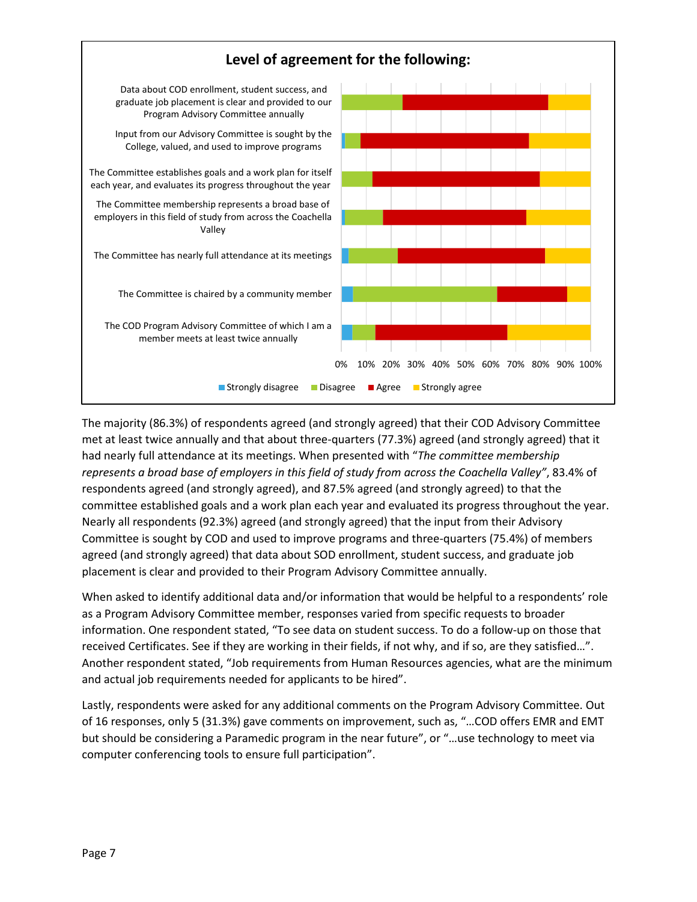**Level of agreement for the following:**

Data about COD enrollment, student success, and graduate job placement is clear and provided to our Program Advisory Committee annually

Input from our Advisory Committee is sought by the College, valued, and used to improve programs

The Committee establishes goals and a work plan for itself each year, and evaluates its progress throughout the year

The Committee membership represents a broad base of employers in this field of study from across the Coachella Valley

The Committee has nearly full attendance at its meetings

The Committee is chaired by a community member

The COD Program Advisory Committee of which I am a member meets at least twice annually

0% 10% 20% 30% 40% 50% 60% 70% 80% 90% 100%

Strongly disagree · Disagree · Agree · Strongly agree

The majority (86.3%) of respondents agreed (and strongly agreed) that their COD Advisory Committee met at least twice annually and that about three-quarters (77.3%) agreed (and strongly agreed) that it had nearly full attendance at its meetings. When presented with "*The committee membership represents a broad base of employers in this field of study from across the Coachella Valley"*, 83.4% of respondents agreed (and strongly agreed), and 87.5% agreed (and strongly agreed) to that the committee established goals and a work plan each year and evaluated its progress throughout the year. Nearly all respondents (92.3%) agreed (and strongly agreed) that the input from their Advisory Committee is sought by COD and used to improve programs and three-quarters (75.4%) of members agreed (and strongly agreed) that data about SOD enrollment, student success, and graduate job placement is clear and provided to their Program Advisory Committee annually.

When asked to identify additional data and/or information that would be helpful to a respondents' role as a Program Advisory Committee member, responses varied from specific requests to broader information. One respondent stated, "To see data on student success. To do a follow-up on those that received Certificates. See if they are working in their fields, if not why, and if so, are they satisfied…". Another respondent stated, "Job requirements from Human Resources agencies, what are the minimum and actual job requirements needed for applicants to be hired".

Lastly, respondents were asked for any additional comments on the Program Advisory Committee. Out of 16 responses, only 5 (31.3%) gave comments on improvement, such as, "…COD offers EMR and EMT but should be considering a Paramedic program in the near future", or "…use technology to meet via computer conferencing tools to ensure full participation".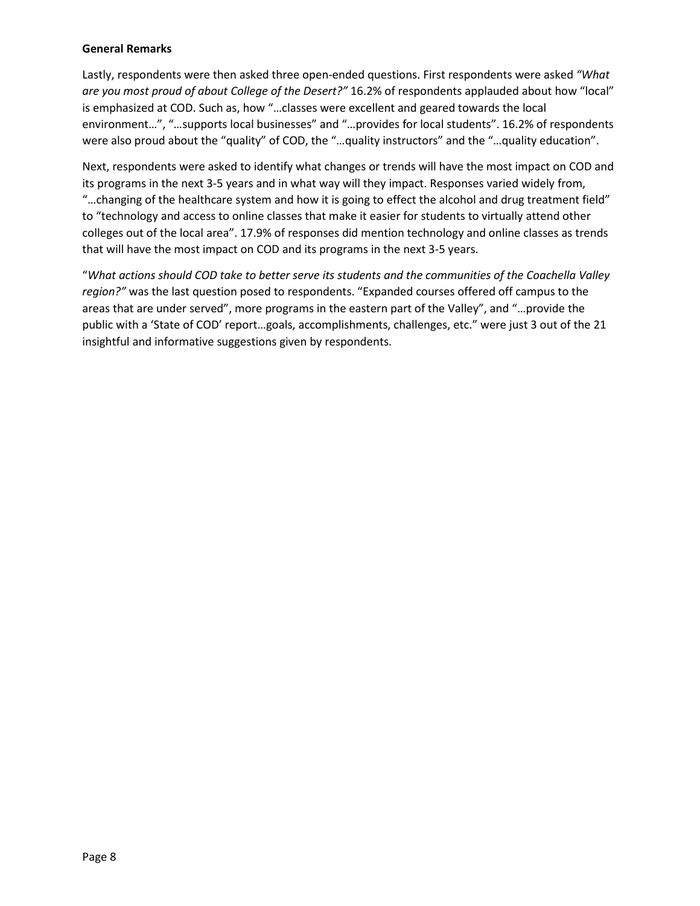**General Remarks**

Lastly, respondents were then asked three open-ended questions. First respondents were asked *"What are you most proud of about College of the Desert?"* 16.2% of respondents applauded about how "local" is emphasized at COD. Such as, how "…classes were excellent and geared towards the local environment…", "…supports local businesses" and "…provides for local students". 16.2% of respondents were also proud about the "quality" of COD, the "…quality instructors" and the "…quality education".

Next, respondents were asked to identify what changes or trends will have the most impact on COD and its programs in the next 3-5 years and in what way will they impact. Responses varied widely from, "…changing of the healthcare system and how it is going to effect the alcohol and drug treatment field" to "technology and access to online classes that make it easier for students to virtually attend other colleges out of the local area". 17.9% of responses did mention technology and online classes as trends that will have the most impact on COD and its programs in the next 3-5 years.

"*What actions should COD take to better serve its students and the communities of the Coachella Valley region?"* was the last question posed to respondents. "Expanded courses offered off campus to the areas that are under served", more programs in the eastern part of the Valley", and "…provide the public with a 'State of COD' report…goals, accomplishments, challenges, etc." were just 3 out of the 21 insightful and informative suggestions given by respondents.